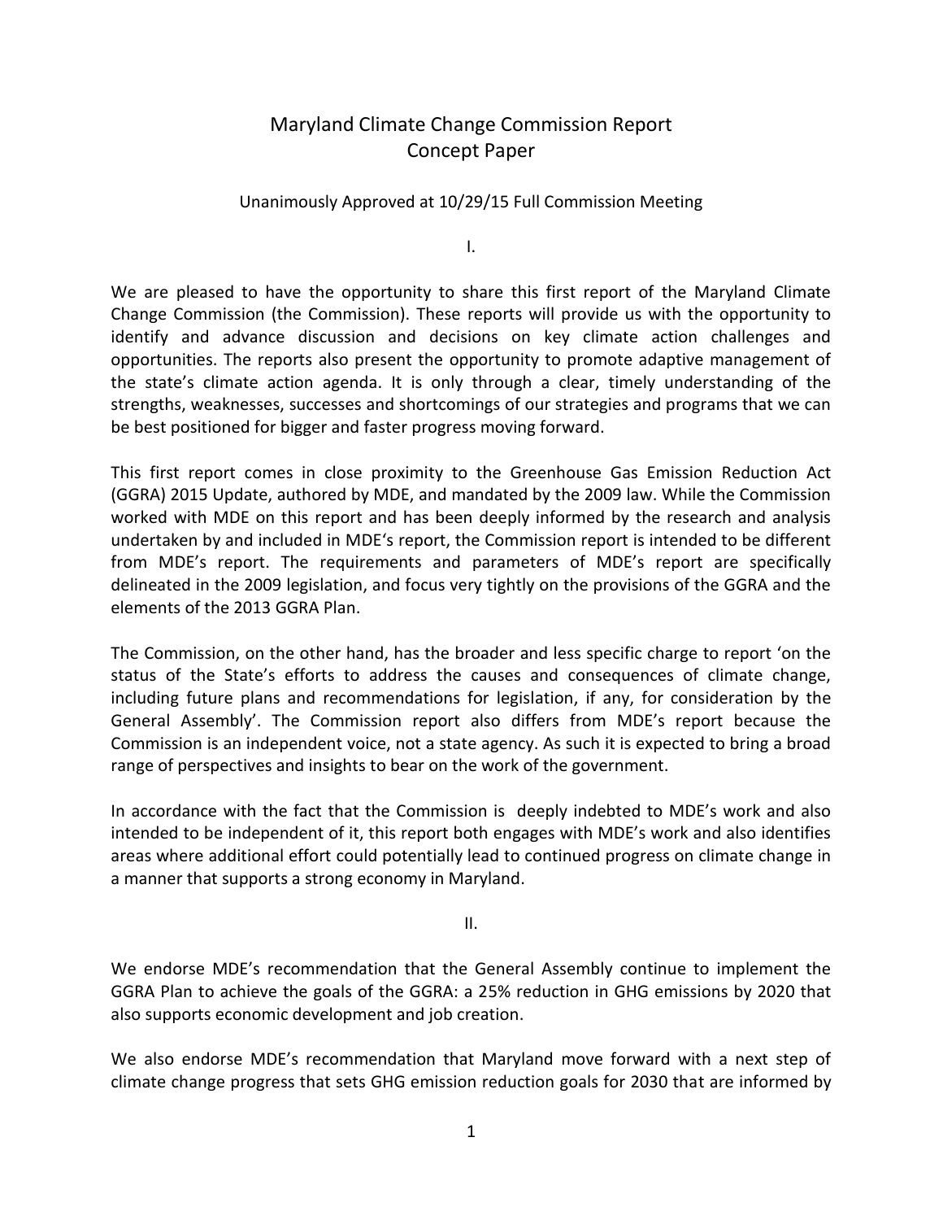# Maryland Climate Change Commission Report
## Concept Paper

Unanimously Approved at 10/29/15 Full Commission Meeting

I.

We are pleased to have the opportunity to share this first report of the Maryland Climate Change Commission (the Commission). These reports will provide us with the opportunity to identify and advance discussion and decisions on key climate action challenges and opportunities. The reports also present the opportunity to promote adaptive management of the state's climate action agenda. It is only through a clear, timely understanding of the strengths, weaknesses, successes and shortcomings of our strategies and programs that we can be best positioned for bigger and faster progress moving forward.

This first report comes in close proximity to the Greenhouse Gas Emission Reduction Act (GGRA) 2015 Update, authored by MDE, and mandated by the 2009 law. While the Commission worked with MDE on this report and has been deeply informed by the research and analysis undertaken by and included in MDE's report, the Commission report is intended to be different from MDE's report. The requirements and parameters of MDE's report are specifically delineated in the 2009 legislation, and focus very tightly on the provisions of the GGRA and the elements of the 2013 GGRA Plan.

The Commission, on the other hand, has the broader and less specific charge to report 'on the status of the State's efforts to address the causes and consequences of climate change, including future plans and recommendations for legislation, if any, for consideration by the General Assembly'. The Commission report also differs from MDE's report because the Commission is an independent voice, not a state agency. As such it is expected to bring a broad range of perspectives and insights to bear on the work of the government.

In accordance with the fact that the Commission is deeply indebted to MDE's work and also intended to be independent of it, this report both engages with MDE's work and also identifies areas where additional effort could potentially lead to continued progress on climate change in a manner that supports a strong economy in Maryland.

II.

We endorse MDE's recommendation that the General Assembly continue to implement the GGRA Plan to achieve the goals of the GGRA: a 25% reduction in GHG emissions by 2020 that also supports economic development and job creation.

We also endorse MDE's recommendation that Maryland move forward with a next step of climate change progress that sets GHG emission reduction goals for 2030 that are informed by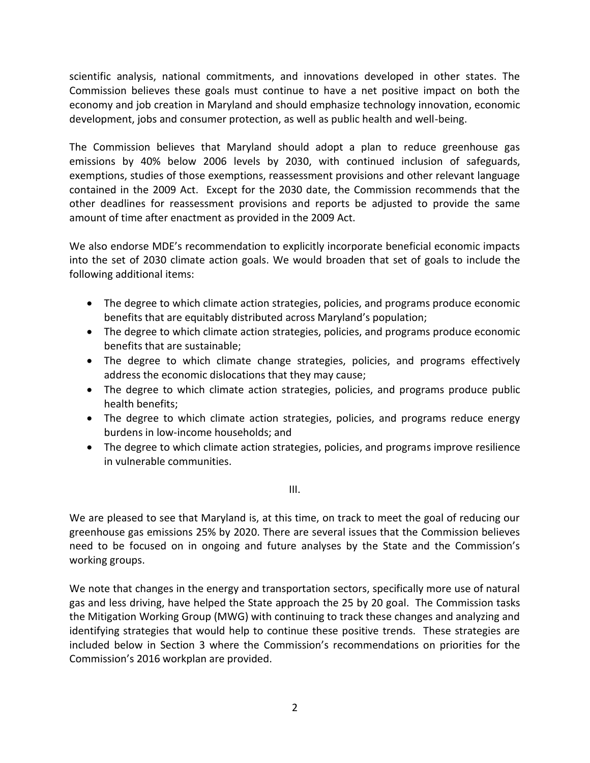scientific analysis, national commitments, and innovations developed in other states. The Commission believes these goals must continue to have a net positive impact on both the economy and job creation in Maryland and should emphasize technology innovation, economic development, jobs and consumer protection, as well as public health and well-being.

The Commission believes that Maryland should adopt a plan to reduce greenhouse gas emissions by 40% below 2006 levels by 2030, with continued inclusion of safeguards, exemptions, studies of those exemptions, reassessment provisions and other relevant language contained in the 2009 Act. Except for the 2030 date, the Commission recommends that the other deadlines for reassessment provisions and reports be adjusted to provide the same amount of time after enactment as provided in the 2009 Act.

We also endorse MDE's recommendation to explicitly incorporate beneficial economic impacts into the set of 2030 climate action goals. We would broaden that set of goals to include the following additional items:

- The degree to which climate action strategies, policies, and programs produce economic benefits that are equitably distributed across Maryland's population;
- The degree to which climate action strategies, policies, and programs produce economic benefits that are sustainable;
- The degree to which climate change strategies, policies, and programs effectively address the economic dislocations that they may cause;
- The degree to which climate action strategies, policies, and programs produce public health benefits;
- The degree to which climate action strategies, policies, and programs reduce energy burdens in low-income households; and
- The degree to which climate action strategies, policies, and programs improve resilience in vulnerable communities.

III.

We are pleased to see that Maryland is, at this time, on track to meet the goal of reducing our greenhouse gas emissions 25% by 2020. There are several issues that the Commission believes need to be focused on in ongoing and future analyses by the State and the Commission's working groups.

We note that changes in the energy and transportation sectors, specifically more use of natural gas and less driving, have helped the State approach the 25 by 20 goal. The Commission tasks the Mitigation Working Group (MWG) with continuing to track these changes and analyzing and identifying strategies that would help to continue these positive trends. These strategies are included below in Section 3 where the Commission's recommendations on priorities for the Commission's 2016 workplan are provided.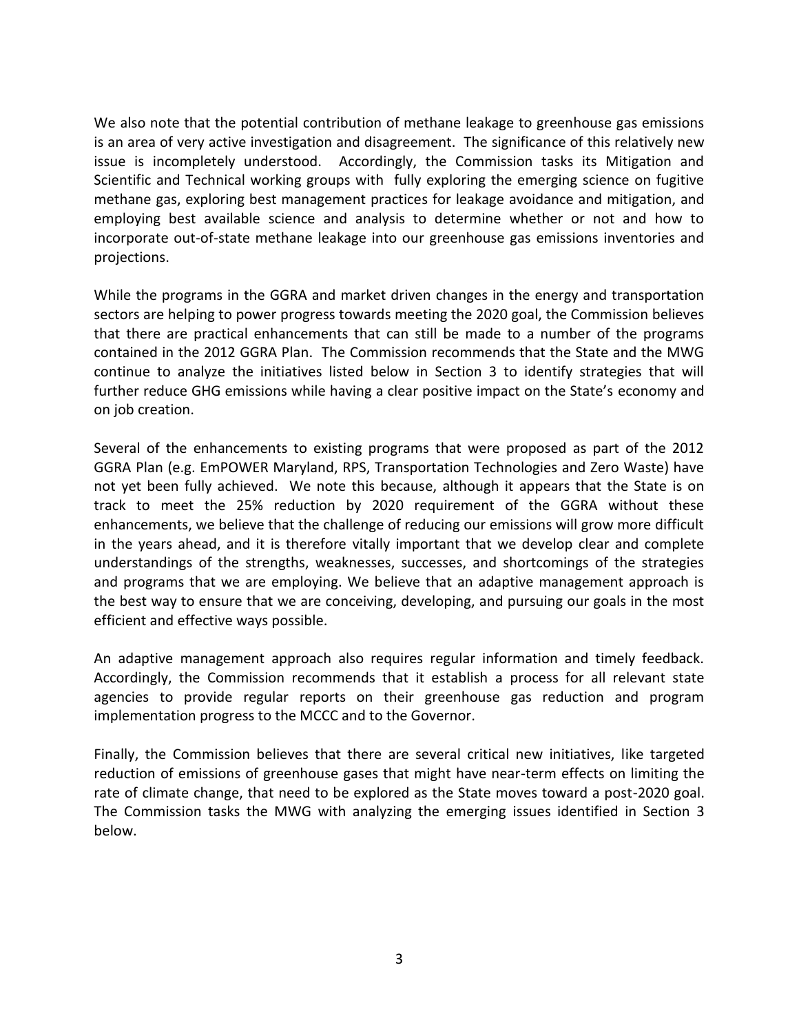We also note that the potential contribution of methane leakage to greenhouse gas emissions is an area of very active investigation and disagreement. The significance of this relatively new issue is incompletely understood. Accordingly, the Commission tasks its Mitigation and Scientific and Technical working groups with fully exploring the emerging science on fugitive methane gas, exploring best management practices for leakage avoidance and mitigation, and employing best available science and analysis to determine whether or not and how to incorporate out-of-state methane leakage into our greenhouse gas emissions inventories and projections.

While the programs in the GGRA and market driven changes in the energy and transportation sectors are helping to power progress towards meeting the 2020 goal, the Commission believes that there are practical enhancements that can still be made to a number of the programs contained in the 2012 GGRA Plan. The Commission recommends that the State and the MWG continue to analyze the initiatives listed below in Section 3 to identify strategies that will further reduce GHG emissions while having a clear positive impact on the State's economy and on job creation.

Several of the enhancements to existing programs that were proposed as part of the 2012 GGRA Plan (e.g. EmPOWER Maryland, RPS, Transportation Technologies and Zero Waste) have not yet been fully achieved. We note this because, although it appears that the State is on track to meet the 25% reduction by 2020 requirement of the GGRA without these enhancements, we believe that the challenge of reducing our emissions will grow more difficult in the years ahead, and it is therefore vitally important that we develop clear and complete understandings of the strengths, weaknesses, successes, and shortcomings of the strategies and programs that we are employing. We believe that an adaptive management approach is the best way to ensure that we are conceiving, developing, and pursuing our goals in the most efficient and effective ways possible.

An adaptive management approach also requires regular information and timely feedback. Accordingly, the Commission recommends that it establish a process for all relevant state agencies to provide regular reports on their greenhouse gas reduction and program implementation progress to the MCCC and to the Governor.

Finally, the Commission believes that there are several critical new initiatives, like targeted reduction of emissions of greenhouse gases that might have near-term effects on limiting the rate of climate change, that need to be explored as the State moves toward a post-2020 goal. The Commission tasks the MWG with analyzing the emerging issues identified in Section 3 below.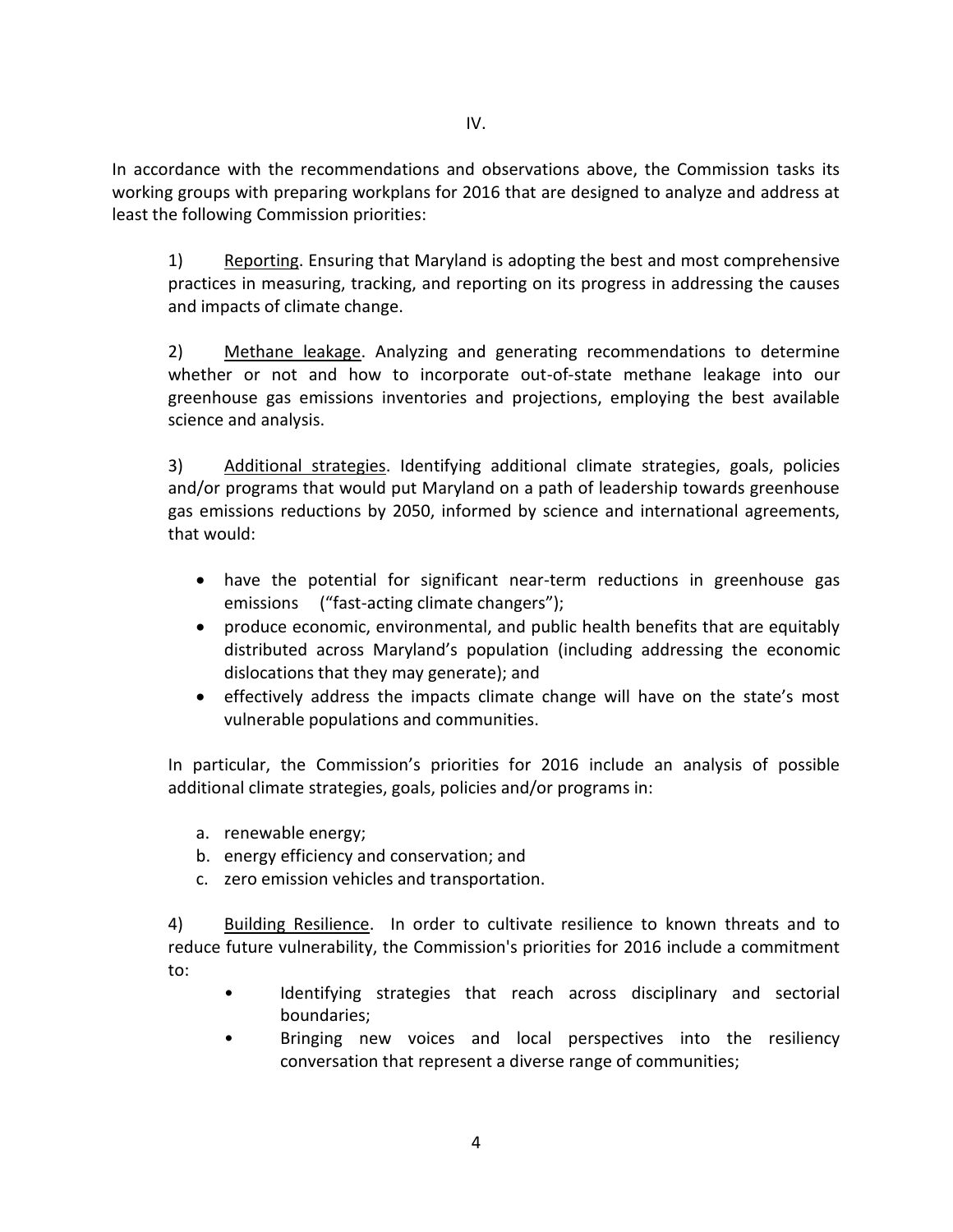IV.

In accordance with the recommendations and observations above, the Commission tasks its working groups with preparing workplans for 2016 that are designed to analyze and address at least the following Commission priorities:

1) Reporting. Ensuring that Maryland is adopting the best and most comprehensive practices in measuring, tracking, and reporting on its progress in addressing the causes and impacts of climate change.

2) Methane leakage. Analyzing and generating recommendations to determine whether or not and how to incorporate out-of-state methane leakage into our greenhouse gas emissions inventories and projections, employing the best available science and analysis.

3) Additional strategies. Identifying additional climate strategies, goals, policies and/or programs that would put Maryland on a path of leadership towards greenhouse gas emissions reductions by 2050, informed by science and international agreements, that would:

- have the potential for significant near-term reductions in greenhouse gas emissions ("fast-acting climate changers");
- produce economic, environmental, and public health benefits that are equitably distributed across Maryland's population (including addressing the economic dislocations that they may generate); and
- effectively address the impacts climate change will have on the state's most vulnerable populations and communities.

In particular, the Commission's priorities for 2016 include an analysis of possible additional climate strategies, goals, policies and/or programs in:

a. renewable energy;
b. energy efficiency and conservation; and
c. zero emission vehicles and transportation.

4) Building Resilience. In order to cultivate resilience to known threats and to reduce future vulnerability, the Commission's priorities for 2016 include a commitment to:

- Identifying strategies that reach across disciplinary and sectorial boundaries;
- Bringing new voices and local perspectives into the resiliency conversation that represent a diverse range of communities;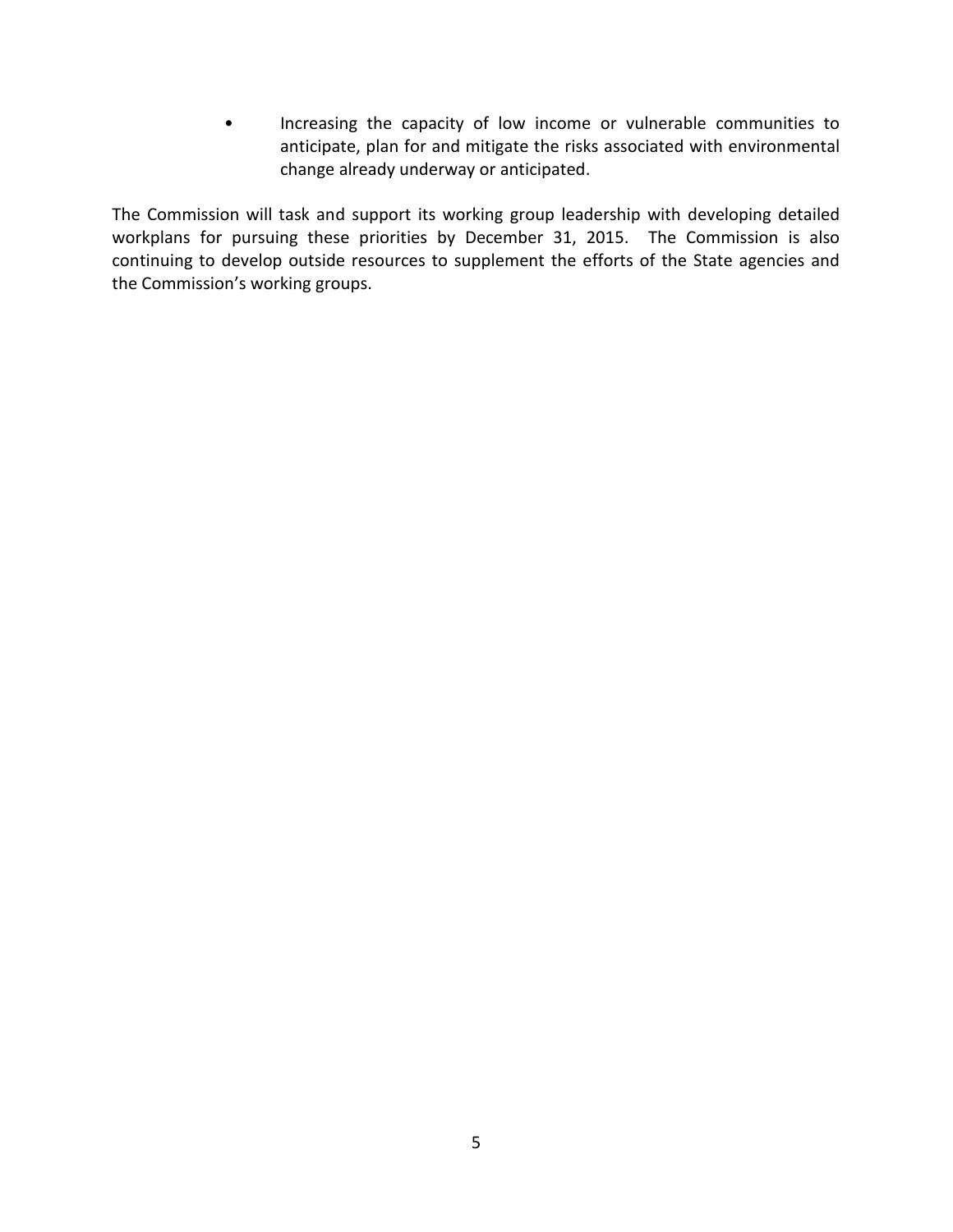- Increasing the capacity of low income or vulnerable communities to anticipate, plan for and mitigate the risks associated with environmental change already underway or anticipated.

The Commission will task and support its working group leadership with developing detailed workplans for pursuing these priorities by December 31, 2015. The Commission is also continuing to develop outside resources to supplement the efforts of the State agencies and the Commission's working groups.